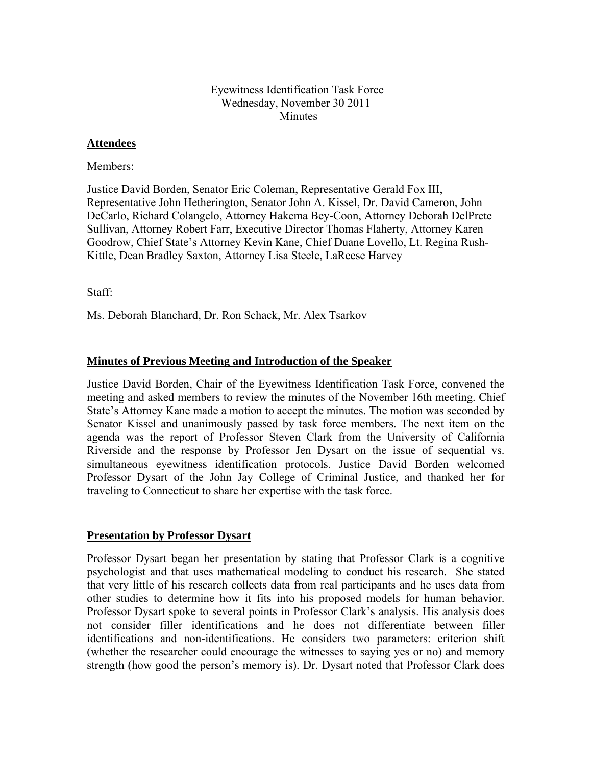# Eyewitness Identification Task Force
Wednesday, November 30 2011
Minutes

## Attendees

Members:

Justice David Borden, Senator Eric Coleman, Representative Gerald Fox III, Representative John Hetherington, Senator John A. Kissel, Dr. David Cameron, John DeCarlo, Richard Colangelo, Attorney Hakema Bey-Coon, Attorney Deborah DelPrete Sullivan, Attorney Robert Farr, Executive Director Thomas Flaherty, Attorney Karen Goodrow, Chief State's Attorney Kevin Kane, Chief Duane Lovello, Lt. Regina Rush-Kittle, Dean Bradley Saxton, Attorney Lisa Steele, LaReese Harvey

Staff:

Ms. Deborah Blanchard, Dr. Ron Schack, Mr. Alex Tsarkov

## Minutes of Previous Meeting and Introduction of the Speaker

Justice David Borden, Chair of the Eyewitness Identification Task Force, convened the meeting and asked members to review the minutes of the November 16th meeting. Chief State's Attorney Kane made a motion to accept the minutes. The motion was seconded by Senator Kissel and unanimously passed by task force members. The next item on the agenda was the report of Professor Steven Clark from the University of California Riverside and the response by Professor Jen Dysart on the issue of sequential vs. simultaneous eyewitness identification protocols. Justice David Borden welcomed Professor Dysart of the John Jay College of Criminal Justice, and thanked her for traveling to Connecticut to share her expertise with the task force.

## Presentation by Professor Dysart

Professor Dysart began her presentation by stating that Professor Clark is a cognitive psychologist and that uses mathematical modeling to conduct his research. She stated that very little of his research collects data from real participants and he uses data from other studies to determine how it fits into his proposed models for human behavior. Professor Dysart spoke to several points in Professor Clark's analysis. His analysis does not consider filler identifications and he does not differentiate between filler identifications and non-identifications. He considers two parameters: criterion shift (whether the researcher could encourage the witnesses to saying yes or no) and memory strength (how good the person's memory is). Dr. Dysart noted that Professor Clark does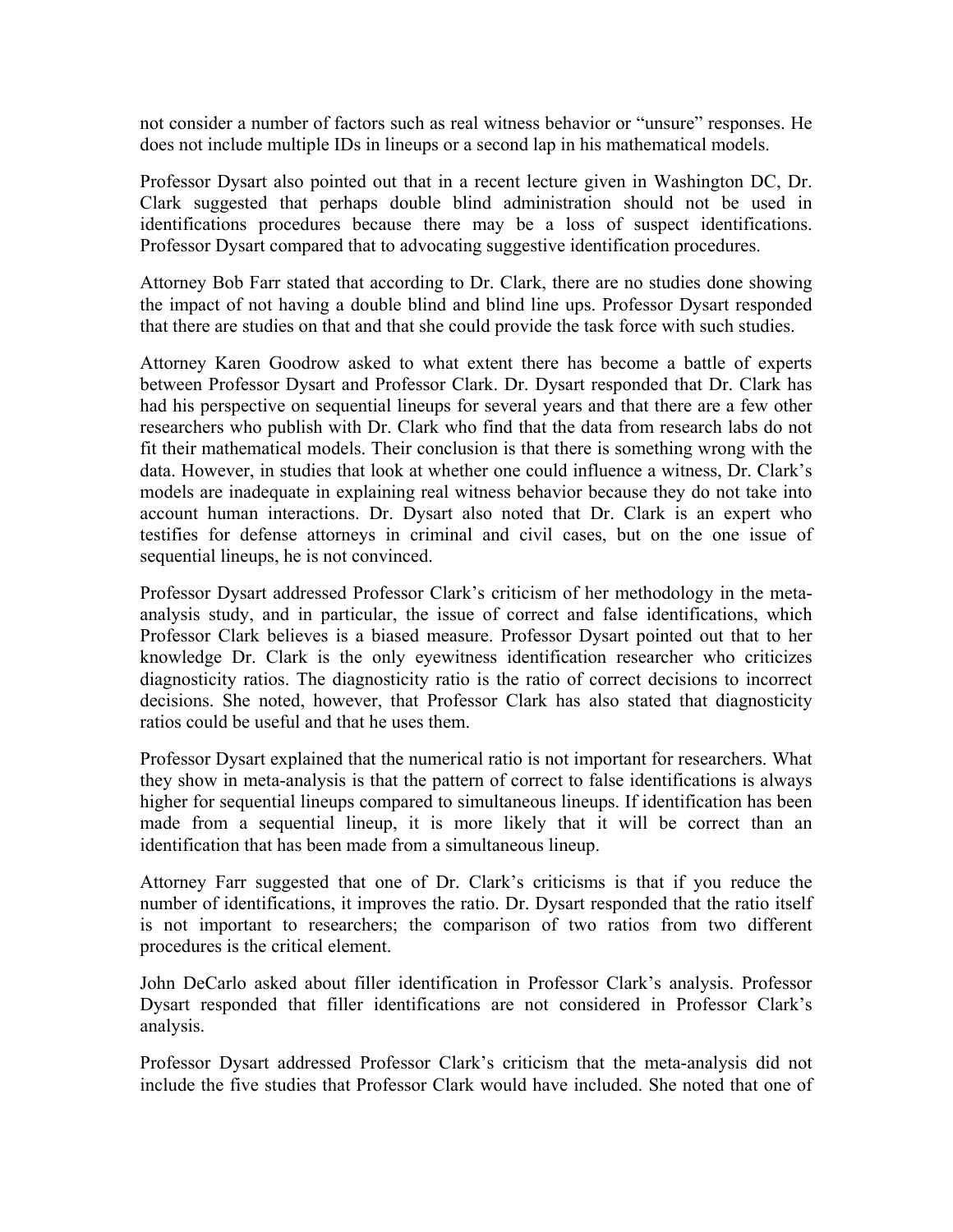not consider a number of factors such as real witness behavior or "unsure" responses. He does not include multiple IDs in lineups or a second lap in his mathematical models.

Professor Dysart also pointed out that in a recent lecture given in Washington DC, Dr. Clark suggested that perhaps double blind administration should not be used in identifications procedures because there may be a loss of suspect identifications. Professor Dysart compared that to advocating suggestive identification procedures.

Attorney Bob Farr stated that according to Dr. Clark, there are no studies done showing the impact of not having a double blind and blind line ups. Professor Dysart responded that there are studies on that and that she could provide the task force with such studies.

Attorney Karen Goodrow asked to what extent there has become a battle of experts between Professor Dysart and Professor Clark. Dr. Dysart responded that Dr. Clark has had his perspective on sequential lineups for several years and that there are a few other researchers who publish with Dr. Clark who find that the data from research labs do not fit their mathematical models. Their conclusion is that there is something wrong with the data. However, in studies that look at whether one could influence a witness, Dr. Clark's models are inadequate in explaining real witness behavior because they do not take into account human interactions. Dr. Dysart also noted that Dr. Clark is an expert who testifies for defense attorneys in criminal and civil cases, but on the one issue of sequential lineups, he is not convinced.

Professor Dysart addressed Professor Clark's criticism of her methodology in the meta-analysis study, and in particular, the issue of correct and false identifications, which Professor Clark believes is a biased measure. Professor Dysart pointed out that to her knowledge Dr. Clark is the only eyewitness identification researcher who criticizes diagnosticity ratios. The diagnosticity ratio is the ratio of correct decisions to incorrect decisions. She noted, however, that Professor Clark has also stated that diagnosticity ratios could be useful and that he uses them.

Professor Dysart explained that the numerical ratio is not important for researchers. What they show in meta-analysis is that the pattern of correct to false identifications is always higher for sequential lineups compared to simultaneous lineups. If identification has been made from a sequential lineup, it is more likely that it will be correct than an identification that has been made from a simultaneous lineup.

Attorney Farr suggested that one of Dr. Clark's criticisms is that if you reduce the number of identifications, it improves the ratio. Dr. Dysart responded that the ratio itself is not important to researchers; the comparison of two ratios from two different procedures is the critical element.

John DeCarlo asked about filler identification in Professor Clark's analysis. Professor Dysart responded that filler identifications are not considered in Professor Clark's analysis.

Professor Dysart addressed Professor Clark's criticism that the meta-analysis did not include the five studies that Professor Clark would have included. She noted that one of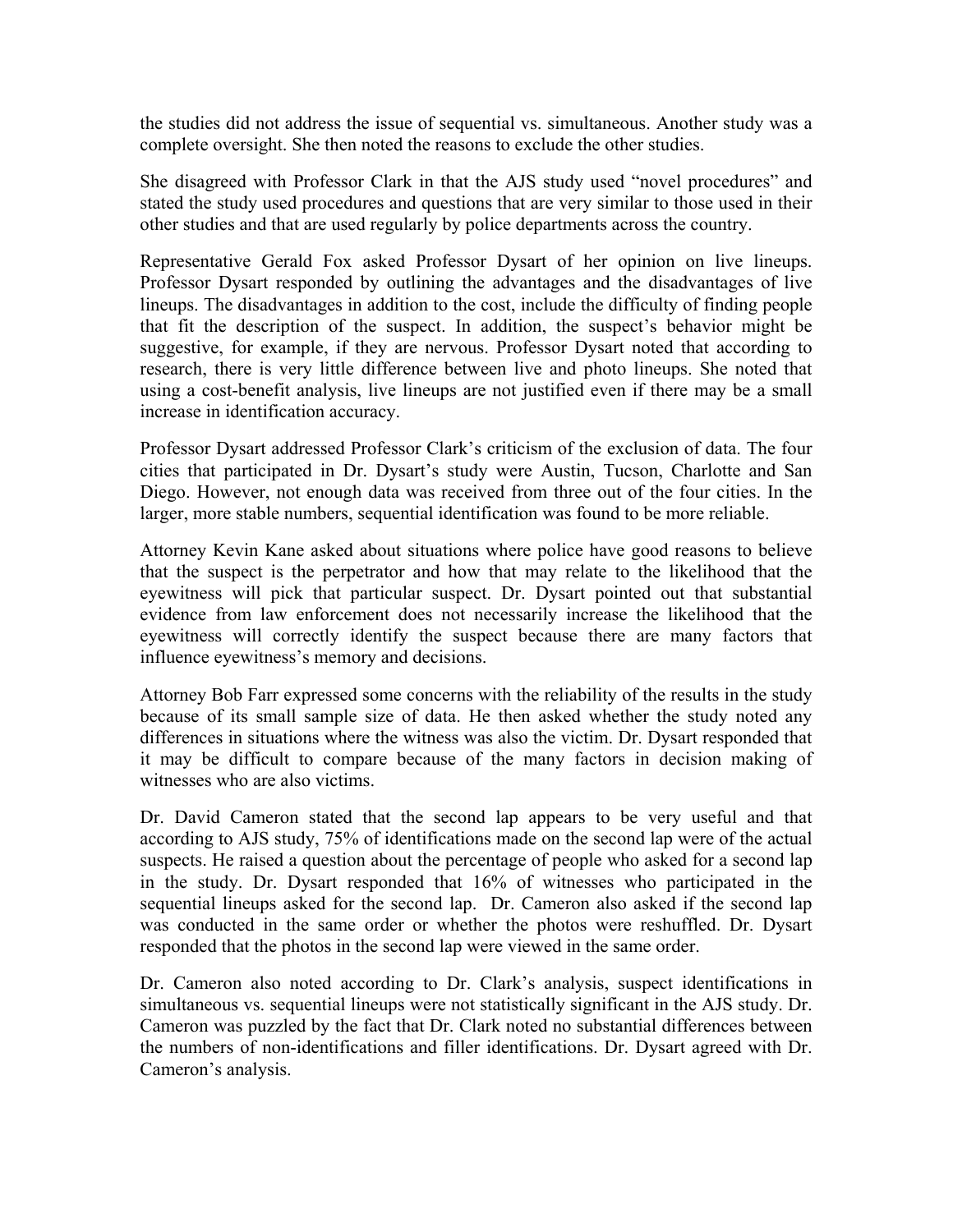the studies did not address the issue of sequential vs. simultaneous. Another study was a complete oversight. She then noted the reasons to exclude the other studies.

She disagreed with Professor Clark in that the AJS study used "novel procedures" and stated the study used procedures and questions that are very similar to those used in their other studies and that are used regularly by police departments across the country.

Representative Gerald Fox asked Professor Dysart of her opinion on live lineups. Professor Dysart responded by outlining the advantages and the disadvantages of live lineups. The disadvantages in addition to the cost, include the difficulty of finding people that fit the description of the suspect. In addition, the suspect's behavior might be suggestive, for example, if they are nervous. Professor Dysart noted that according to research, there is very little difference between live and photo lineups. She noted that using a cost-benefit analysis, live lineups are not justified even if there may be a small increase in identification accuracy.

Professor Dysart addressed Professor Clark's criticism of the exclusion of data. The four cities that participated in Dr. Dysart's study were Austin, Tucson, Charlotte and San Diego. However, not enough data was received from three out of the four cities. In the larger, more stable numbers, sequential identification was found to be more reliable.

Attorney Kevin Kane asked about situations where police have good reasons to believe that the suspect is the perpetrator and how that may relate to the likelihood that the eyewitness will pick that particular suspect. Dr. Dysart pointed out that substantial evidence from law enforcement does not necessarily increase the likelihood that the eyewitness will correctly identify the suspect because there are many factors that influence eyewitness's memory and decisions.

Attorney Bob Farr expressed some concerns with the reliability of the results in the study because of its small sample size of data. He then asked whether the study noted any differences in situations where the witness was also the victim. Dr. Dysart responded that it may be difficult to compare because of the many factors in decision making of witnesses who are also victims.

Dr. David Cameron stated that the second lap appears to be very useful and that according to AJS study, 75% of identifications made on the second lap were of the actual suspects. He raised a question about the percentage of people who asked for a second lap in the study. Dr. Dysart responded that 16% of witnesses who participated in the sequential lineups asked for the second lap. Dr. Cameron also asked if the second lap was conducted in the same order or whether the photos were reshuffled. Dr. Dysart responded that the photos in the second lap were viewed in the same order.

Dr. Cameron also noted according to Dr. Clark's analysis, suspect identifications in simultaneous vs. sequential lineups were not statistically significant in the AJS study. Dr. Cameron was puzzled by the fact that Dr. Clark noted no substantial differences between the numbers of non-identifications and filler identifications. Dr. Dysart agreed with Dr. Cameron's analysis.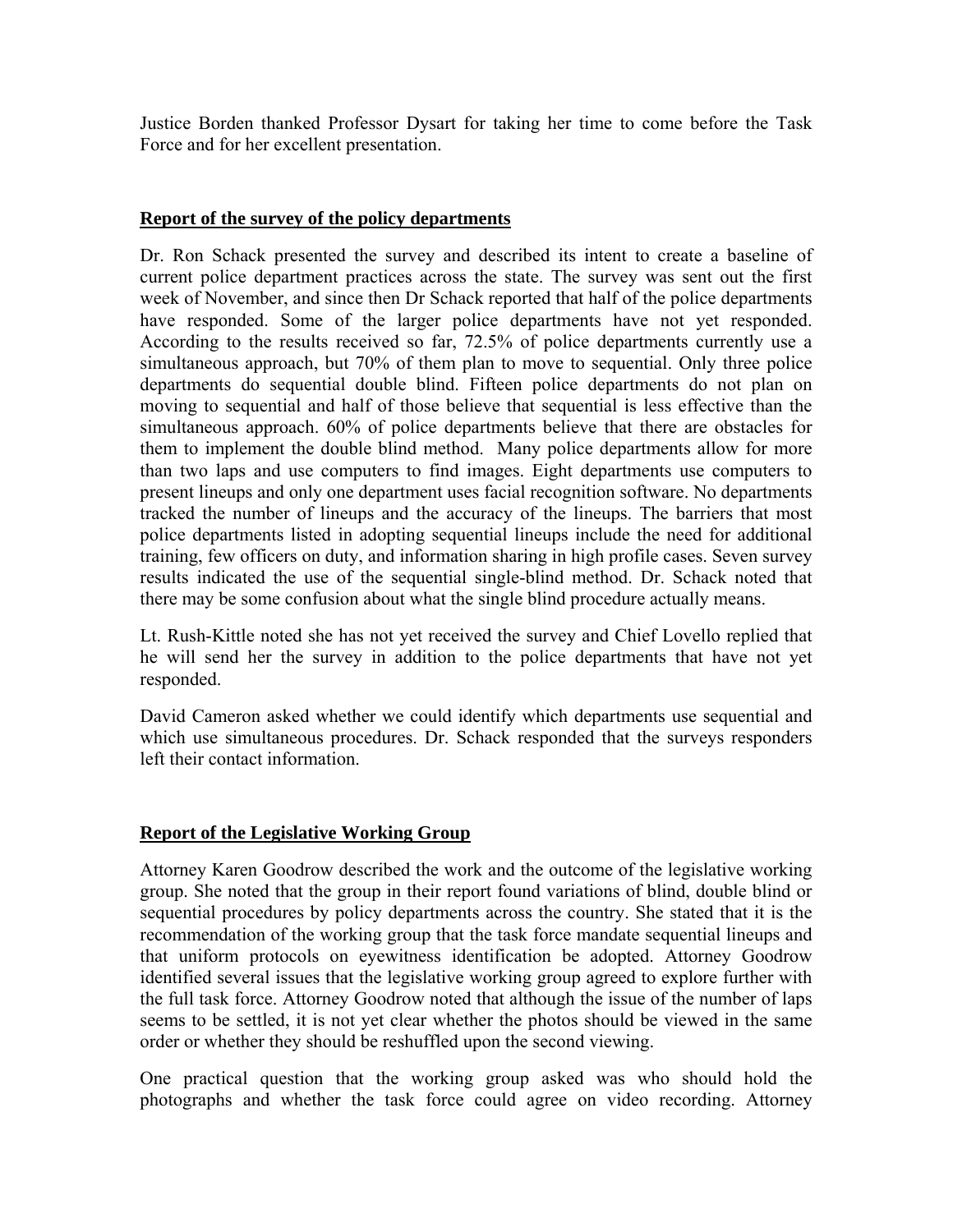Justice Borden thanked Professor Dysart for taking her time to come before the Task Force and for her excellent presentation.

**Report of the survey of the policy departments**

Dr. Ron Schack presented the survey and described its intent to create a baseline of current police department practices across the state. The survey was sent out the first week of November, and since then Dr Schack reported that half of the police departments have responded. Some of the larger police departments have not yet responded. According to the results received so far, 72.5% of police departments currently use a simultaneous approach, but 70% of them plan to move to sequential. Only three police departments do sequential double blind. Fifteen police departments do not plan on moving to sequential and half of those believe that sequential is less effective than the simultaneous approach. 60% of police departments believe that there are obstacles for them to implement the double blind method. Many police departments allow for more than two laps and use computers to find images. Eight departments use computers to present lineups and only one department uses facial recognition software. No departments tracked the number of lineups and the accuracy of the lineups. The barriers that most police departments listed in adopting sequential lineups include the need for additional training, few officers on duty, and information sharing in high profile cases. Seven survey results indicated the use of the sequential single-blind method. Dr. Schack noted that there may be some confusion about what the single blind procedure actually means.

Lt. Rush-Kittle noted she has not yet received the survey and Chief Lovello replied that he will send her the survey in addition to the police departments that have not yet responded.

David Cameron asked whether we could identify which departments use sequential and which use simultaneous procedures. Dr. Schack responded that the surveys responders left their contact information.

**Report of the Legislative Working Group**

Attorney Karen Goodrow described the work and the outcome of the legislative working group. She noted that the group in their report found variations of blind, double blind or sequential procedures by policy departments across the country. She stated that it is the recommendation of the working group that the task force mandate sequential lineups and that uniform protocols on eyewitness identification be adopted. Attorney Goodrow identified several issues that the legislative working group agreed to explore further with the full task force. Attorney Goodrow noted that although the issue of the number of laps seems to be settled, it is not yet clear whether the photos should be viewed in the same order or whether they should be reshuffled upon the second viewing.

One practical question that the working group asked was who should hold the photographs and whether the task force could agree on video recording. Attorney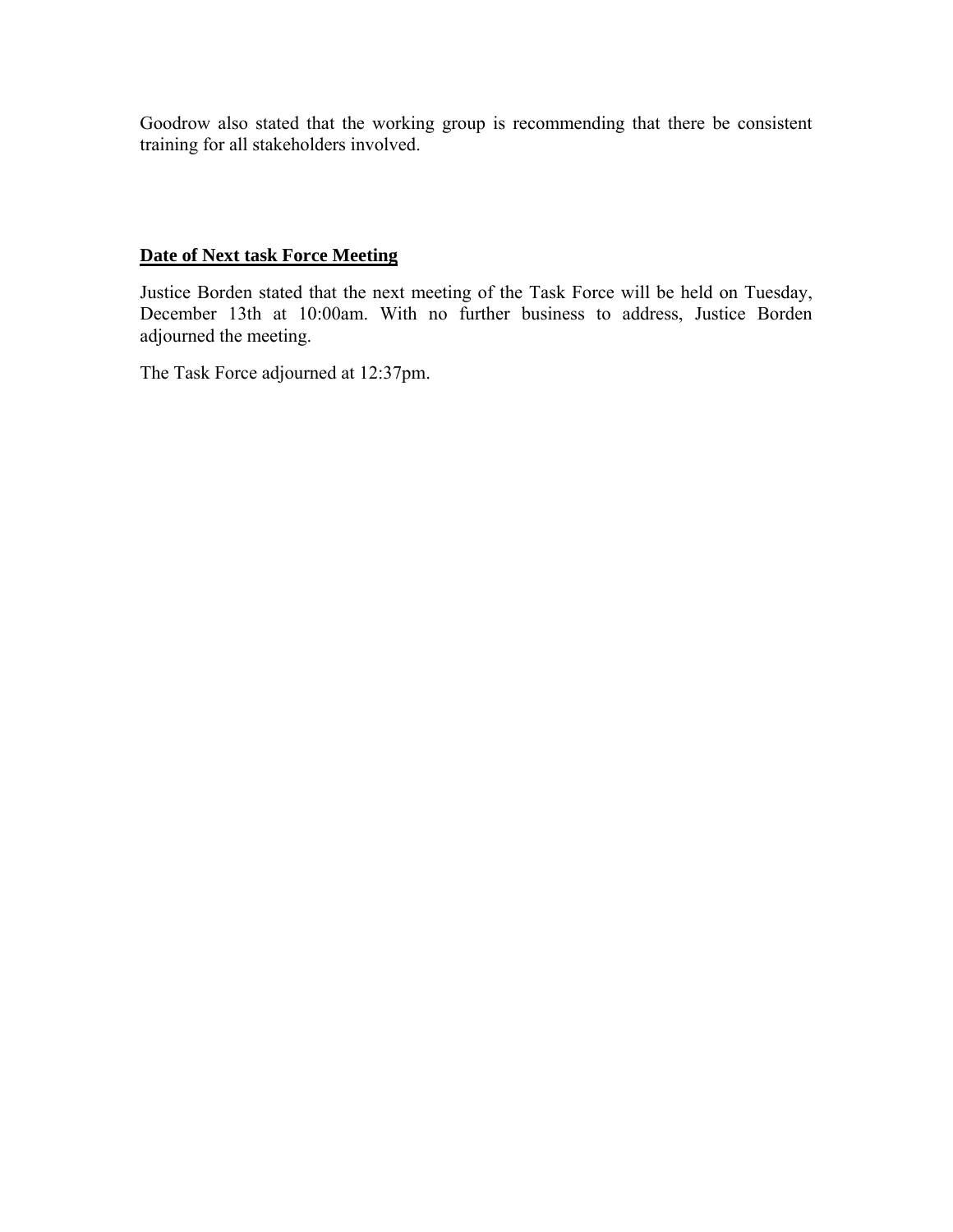Goodrow also stated that the working group is recommending that there be consistent training for all stakeholders involved.

## **Date of Next task Force Meeting**

Justice Borden stated that the next meeting of the Task Force will be held on Tuesday, December 13th at 10:00am. With no further business to address, Justice Borden adjourned the meeting.

The Task Force adjourned at 12:37pm.